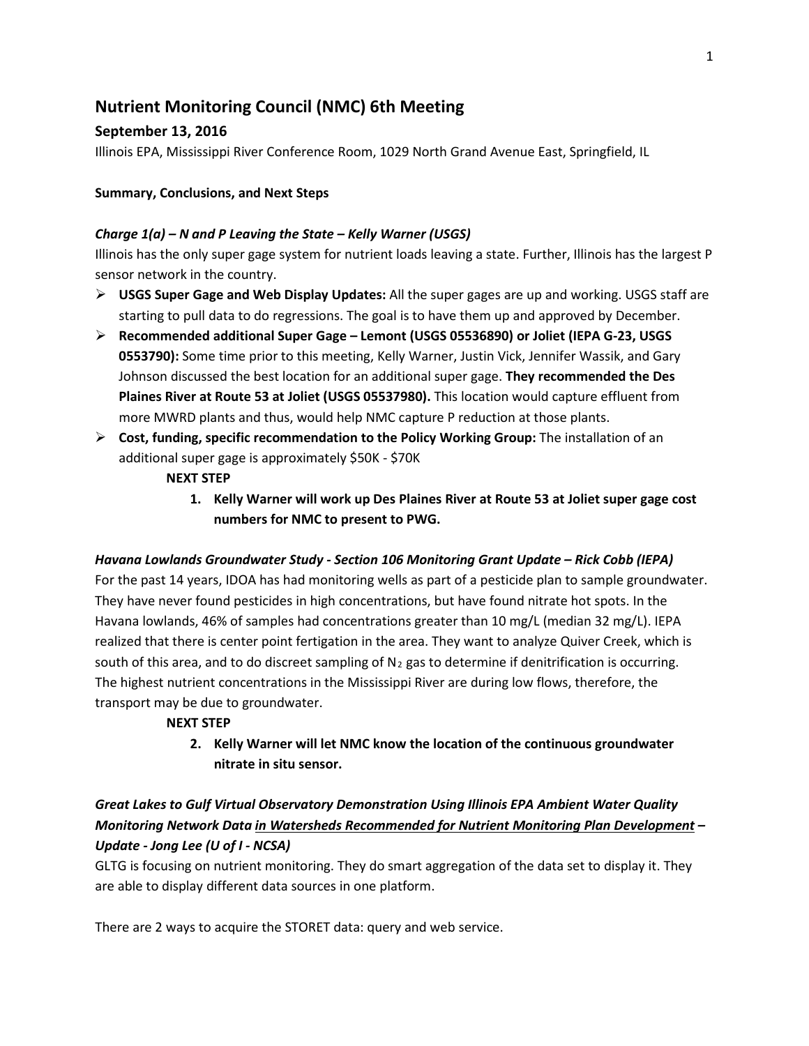# Nutrient Monitoring Council (NMC) 6th Meeting

## September 13, 2016

Illinois EPA, Mississippi River Conference Room, 1029 North Grand Avenue East, Springfield, IL

**Summary, Conclusions, and Next Steps**

***Charge 1(a) – N and P Leaving the State – Kelly Warner (USGS)***

Illinois has the only super gage system for nutrient loads leaving a state. Further, Illinois has the largest P sensor network in the country.

- **USGS Super Gage and Web Display Updates:** All the super gages are up and working. USGS staff are starting to pull data to do regressions. The goal is to have them up and approved by December.
- **Recommended additional Super Gage – Lemont (USGS 05536890) or Joliet (IEPA G-23, USGS 0553790):** Some time prior to this meeting, Kelly Warner, Justin Vick, Jennifer Wassik, and Gary Johnson discussed the best location for an additional super gage. **They recommended the Des Plaines River at Route 53 at Joliet (USGS 05537980).** This location would capture effluent from more MWRD plants and thus, would help NMC capture P reduction at those plants.
- **Cost, funding, specific recommendation to the Policy Working Group:** The installation of an additional super gage is approximately $50K - $70K

  **NEXT STEP**

  1. **Kelly Warner will work up Des Plaines River at Route 53 at Joliet super gage cost numbers for NMC to present to PWG.**

***Havana Lowlands Groundwater Study - Section 106 Monitoring Grant Update – Rick Cobb (IEPA)***

For the past 14 years, IDOA has had monitoring wells as part of a pesticide plan to sample groundwater. They have never found pesticides in high concentrations, but have found nitrate hot spots. In the Havana lowlands, 46% of samples had concentrations greater than 10 mg/L (median 32 mg/L). IEPA realized that there is center point fertigation in the area. They want to analyze Quiver Creek, which is south of this area, and to do discreet sampling of $N_2$ gas to determine if denitrification is occurring. The highest nutrient concentrations in the Mississippi River are during low flows, therefore, the transport may be due to groundwater.

  **NEXT STEP**

  2. **Kelly Warner will let NMC know the location of the continuous groundwater nitrate in situ sensor.**

***Great Lakes to Gulf Virtual Observatory Demonstration Using Illinois EPA Ambient Water Quality Monitoring Network Data <u>in Watersheds Recommended for Nutrient Monitoring Plan Development</u> – Update - Jong Lee (U of I - NCSA)***

GLTG is focusing on nutrient monitoring. They do smart aggregation of the data set to display it. They are able to display different data sources in one platform.

There are 2 ways to acquire the STORET data: query and web service.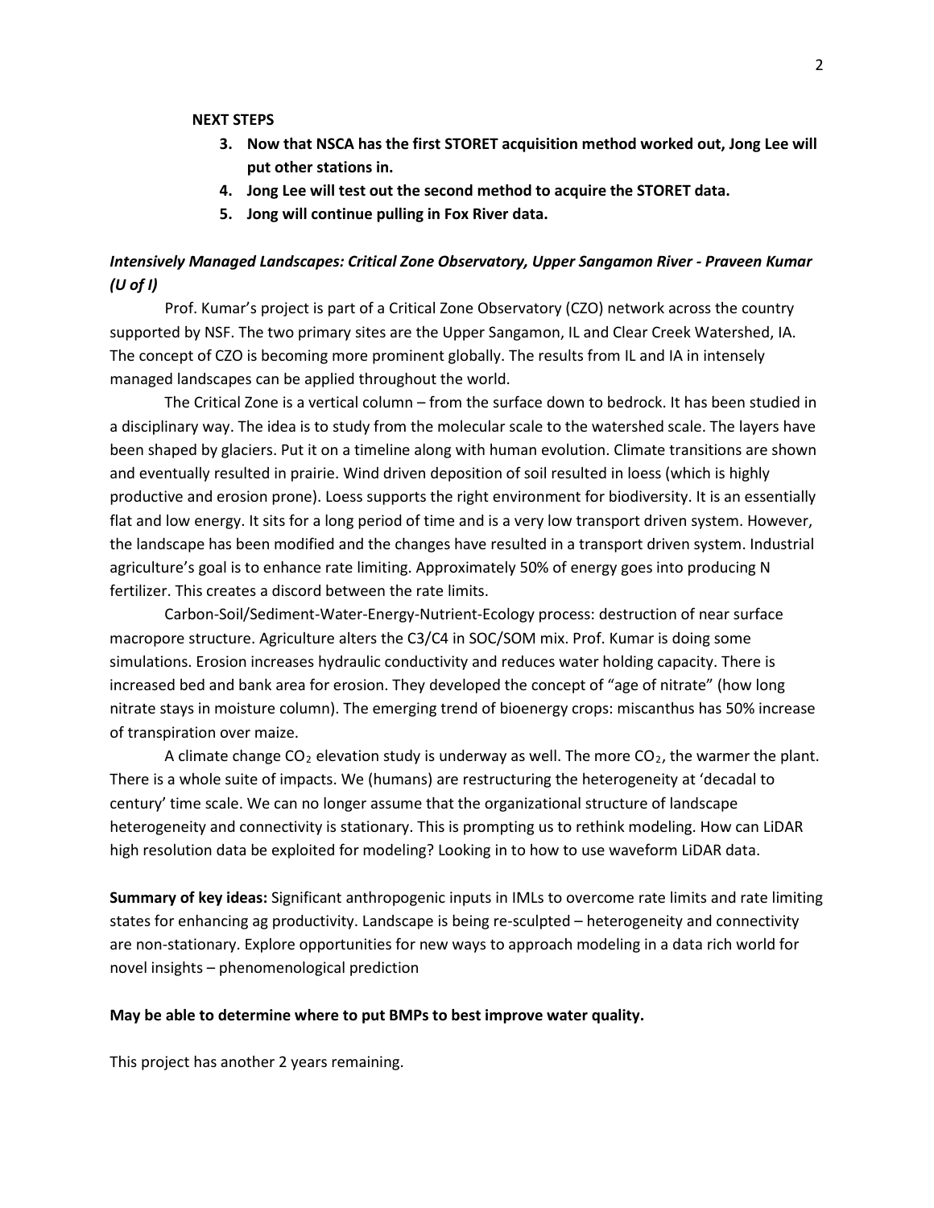**NEXT STEPS**

3. **Now that NSCA has the first STORET acquisition method worked out, Jong Lee will put other stations in.**
4. **Jong Lee will test out the second method to acquire the STORET data.**
5. **Jong will continue pulling in Fox River data.**

### *Intensively Managed Landscapes: Critical Zone Observatory, Upper Sangamon River - Praveen Kumar (U of I)*

Prof. Kumar's project is part of a Critical Zone Observatory (CZO) network across the country supported by NSF. The two primary sites are the Upper Sangamon, IL and Clear Creek Watershed, IA. The concept of CZO is becoming more prominent globally. The results from IL and IA in intensely managed landscapes can be applied throughout the world.

The Critical Zone is a vertical column – from the surface down to bedrock. It has been studied in a disciplinary way. The idea is to study from the molecular scale to the watershed scale. The layers have been shaped by glaciers. Put it on a timeline along with human evolution. Climate transitions are shown and eventually resulted in prairie. Wind driven deposition of soil resulted in loess (which is highly productive and erosion prone). Loess supports the right environment for biodiversity. It is an essentially flat and low energy. It sits for a long period of time and is a very low transport driven system. However, the landscape has been modified and the changes have resulted in a transport driven system. Industrial agriculture's goal is to enhance rate limiting. Approximately 50% of energy goes into producing N fertilizer. This creates a discord between the rate limits.

Carbon-Soil/Sediment-Water-Energy-Nutrient-Ecology process: destruction of near surface macropore structure. Agriculture alters the C3/C4 in SOC/SOM mix. Prof. Kumar is doing some simulations. Erosion increases hydraulic conductivity and reduces water holding capacity. There is increased bed and bank area for erosion. They developed the concept of "age of nitrate" (how long nitrate stays in moisture column). The emerging trend of bioenergy crops: miscanthus has 50% increase of transpiration over maize.

A climate change $CO_2$ elevation study is underway as well. The more $CO_2$, the warmer the plant. There is a whole suite of impacts. We (humans) are restructuring the heterogeneity at 'decadal to century' time scale. We can no longer assume that the organizational structure of landscape heterogeneity and connectivity is stationary. This is prompting us to rethink modeling. How can LiDAR high resolution data be exploited for modeling? Looking in to how to use waveform LiDAR data.

**Summary of key ideas:** Significant anthropogenic inputs in IMLs to overcome rate limits and rate limiting states for enhancing ag productivity. Landscape is being re-sculpted – heterogeneity and connectivity are non-stationary. Explore opportunities for new ways to approach modeling in a data rich world for novel insights – phenomenological prediction

**May be able to determine where to put BMPs to best improve water quality.**

This project has another 2 years remaining.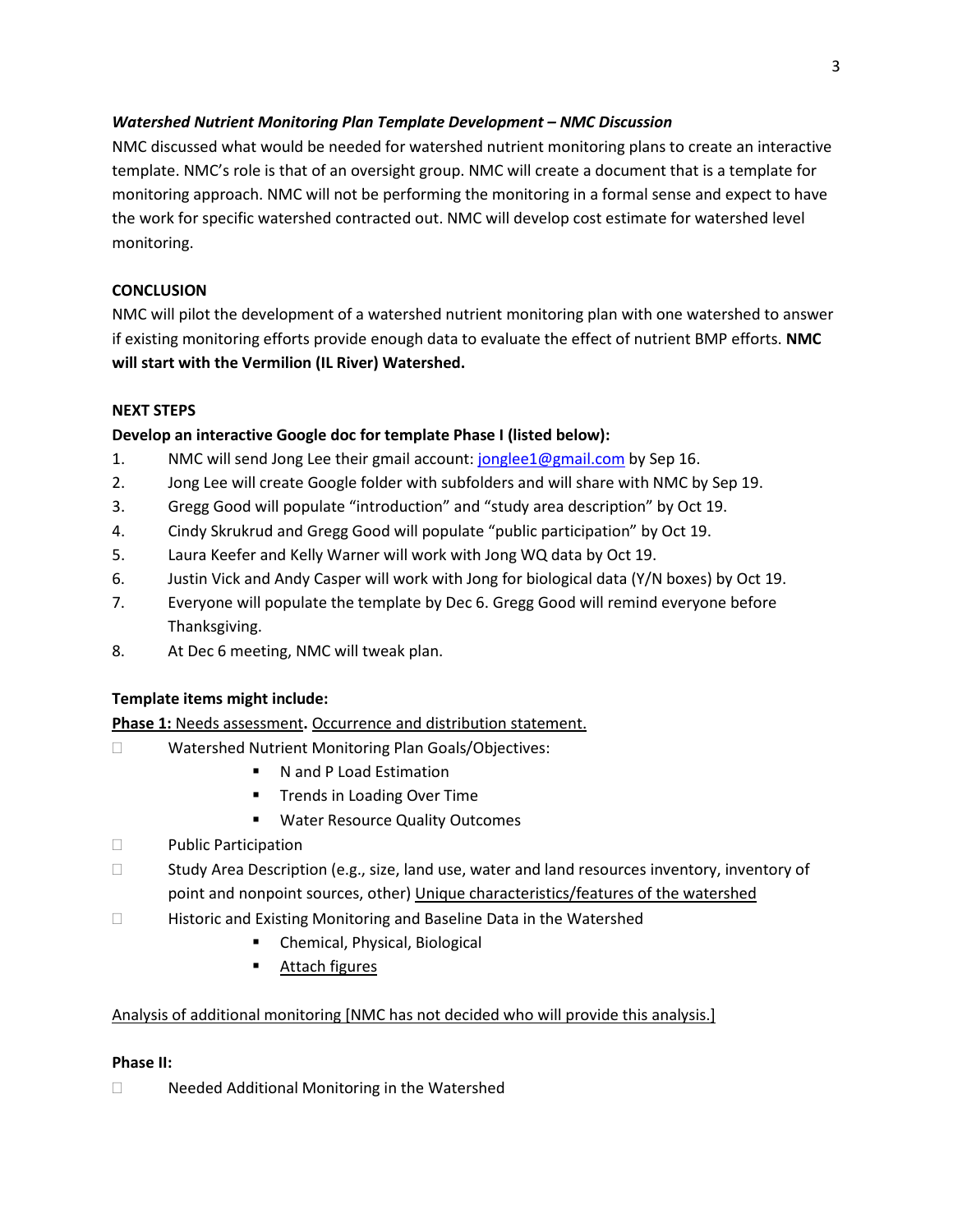### *Watershed Nutrient Monitoring Plan Template Development – NMC Discussion*

NMC discussed what would be needed for watershed nutrient monitoring plans to create an interactive template. NMC's role is that of an oversight group. NMC will create a document that is a template for monitoring approach. NMC will not be performing the monitoring in a formal sense and expect to have the work for specific watershed contracted out. NMC will develop cost estimate for watershed level monitoring.

**CONCLUSION**

NMC will pilot the development of a watershed nutrient monitoring plan with one watershed to answer if existing monitoring efforts provide enough data to evaluate the effect of nutrient BMP efforts. **NMC will start with the Vermilion (IL River) Watershed.**

**NEXT STEPS**

**Develop an interactive Google doc for template Phase I (listed below):**

1. NMC will send Jong Lee their gmail account: jonglee1@gmail.com by Sep 16.
2. Jong Lee will create Google folder with subfolders and will share with NMC by Sep 19.
3. Gregg Good will populate "introduction" and "study area description" by Oct 19.
4. Cindy Skrukrud and Gregg Good will populate "public participation" by Oct 19.
5. Laura Keefer and Kelly Warner will work with Jong WQ data by Oct 19.
6. Justin Vick and Andy Casper will work with Jong for biological data (Y/N boxes) by Oct 19.
7. Everyone will populate the template by Dec 6. Gregg Good will remind everyone before Thanksgiving.
8. At Dec 6 meeting, NMC will tweak plan.

**Template items might include:**

**Phase 1:** Needs assessment**.** Occurrence and distribution statement.

- Watershed Nutrient Monitoring Plan Goals/Objectives:
  - N and P Load Estimation
  - Trends in Loading Over Time
  - Water Resource Quality Outcomes
- Public Participation
- Study Area Description (e.g., size, land use, water and land resources inventory, inventory of point and nonpoint sources, other) Unique characteristics/features of the watershed
- Historic and Existing Monitoring and Baseline Data in the Watershed
  - Chemical, Physical, Biological
  - Attach figures

Analysis of additional monitoring [NMC has not decided who will provide this analysis.]

**Phase II:**

- Needed Additional Monitoring in the Watershed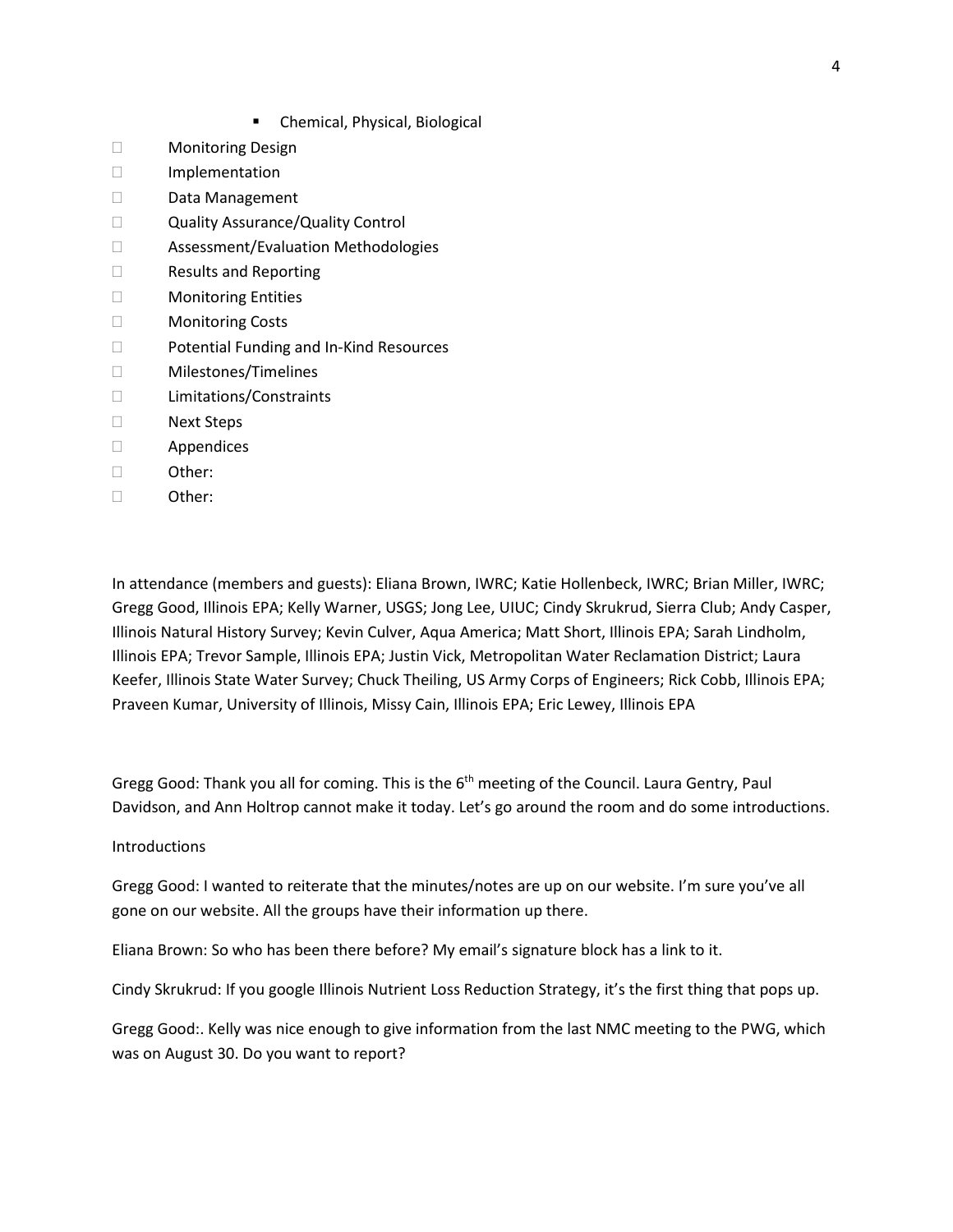- Chemical, Physical, Biological

- Monitoring Design
- Implementation
- Data Management
- Quality Assurance/Quality Control
- Assessment/Evaluation Methodologies
- Results and Reporting
- Monitoring Entities
- Monitoring Costs
- Potential Funding and In-Kind Resources
- Milestones/Timelines
- Limitations/Constraints
- Next Steps
- Appendices
- Other:
- Other:

In attendance (members and guests): Eliana Brown, IWRC; Katie Hollenbeck, IWRC; Brian Miller, IWRC; Gregg Good, Illinois EPA; Kelly Warner, USGS; Jong Lee, UIUC; Cindy Skrukrud, Sierra Club; Andy Casper, Illinois Natural History Survey; Kevin Culver, Aqua America; Matt Short, Illinois EPA; Sarah Lindholm, Illinois EPA; Trevor Sample, Illinois EPA; Justin Vick, Metropolitan Water Reclamation District; Laura Keefer, Illinois State Water Survey; Chuck Theiling, US Army Corps of Engineers; Rick Cobb, Illinois EPA; Praveen Kumar, University of Illinois, Missy Cain, Illinois EPA; Eric Lewey, Illinois EPA

Gregg Good: Thank you all for coming. This is the 6th meeting of the Council. Laura Gentry, Paul Davidson, and Ann Holtrop cannot make it today. Let's go around the room and do some introductions.

Introductions

Gregg Good: I wanted to reiterate that the minutes/notes are up on our website. I'm sure you've all gone on our website. All the groups have their information up there.

Eliana Brown: So who has been there before? My email's signature block has a link to it.

Cindy Skrukrud: If you google Illinois Nutrient Loss Reduction Strategy, it's the first thing that pops up.

Gregg Good:. Kelly was nice enough to give information from the last NMC meeting to the PWG, which was on August 30. Do you want to report?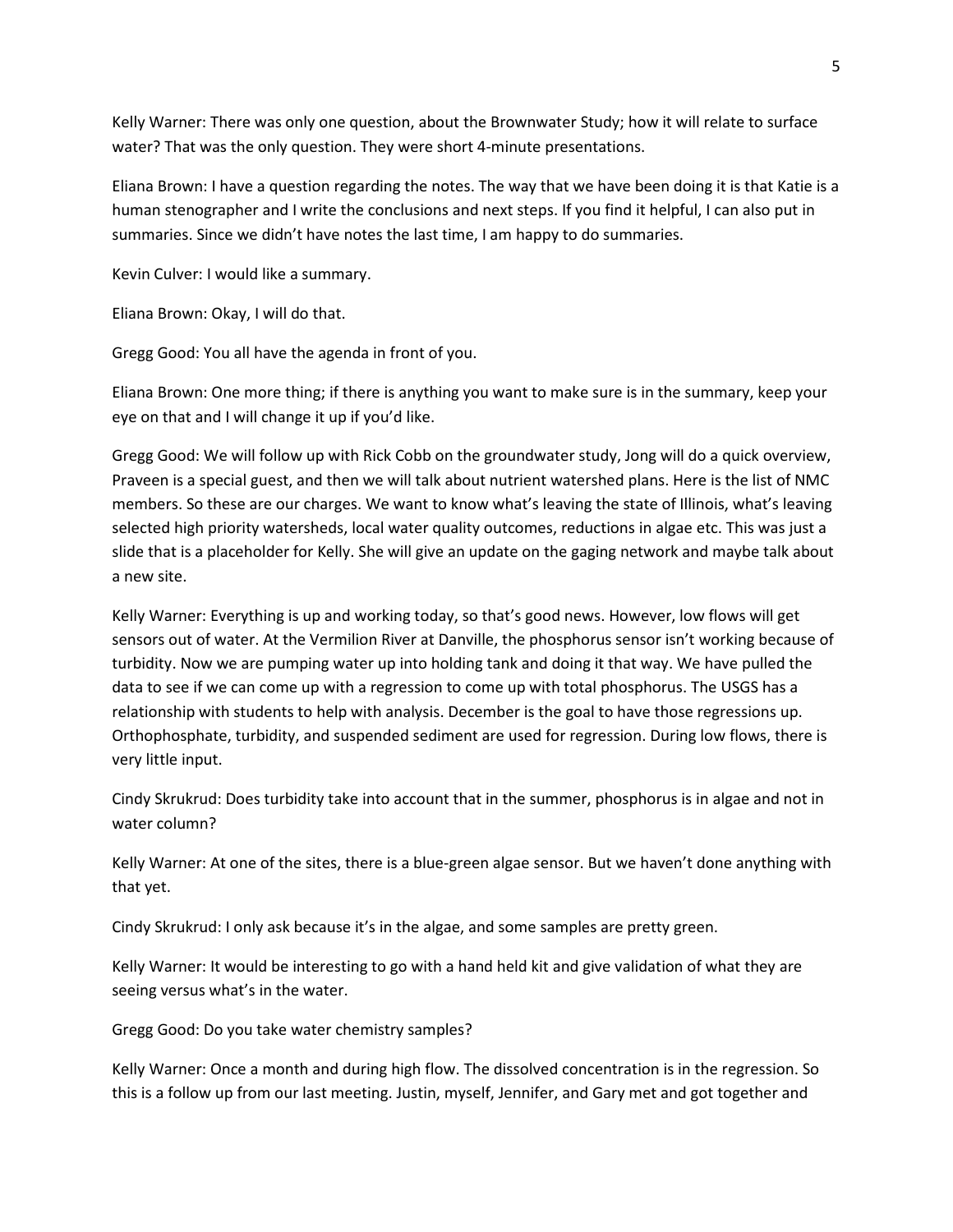Kelly Warner: There was only one question, about the Brownwater Study; how it will relate to surface water? That was the only question. They were short 4-minute presentations.

Eliana Brown: I have a question regarding the notes. The way that we have been doing it is that Katie is a human stenographer and I write the conclusions and next steps. If you find it helpful, I can also put in summaries. Since we didn't have notes the last time, I am happy to do summaries.

Kevin Culver: I would like a summary.

Eliana Brown: Okay, I will do that.

Gregg Good: You all have the agenda in front of you.

Eliana Brown: One more thing; if there is anything you want to make sure is in the summary, keep your eye on that and I will change it up if you'd like.

Gregg Good: We will follow up with Rick Cobb on the groundwater study, Jong will do a quick overview, Praveen is a special guest, and then we will talk about nutrient watershed plans. Here is the list of NMC members. So these are our charges. We want to know what's leaving the state of Illinois, what's leaving selected high priority watersheds, local water quality outcomes, reductions in algae etc. This was just a slide that is a placeholder for Kelly. She will give an update on the gaging network and maybe talk about a new site.

Kelly Warner: Everything is up and working today, so that's good news. However, low flows will get sensors out of water. At the Vermilion River at Danville, the phosphorus sensor isn't working because of turbidity. Now we are pumping water up into holding tank and doing it that way. We have pulled the data to see if we can come up with a regression to come up with total phosphorus. The USGS has a relationship with students to help with analysis. December is the goal to have those regressions up. Orthophosphate, turbidity, and suspended sediment are used for regression. During low flows, there is very little input.

Cindy Skrukrud: Does turbidity take into account that in the summer, phosphorus is in algae and not in water column?

Kelly Warner: At one of the sites, there is a blue-green algae sensor. But we haven't done anything with that yet.

Cindy Skrukrud: I only ask because it's in the algae, and some samples are pretty green.

Kelly Warner: It would be interesting to go with a hand held kit and give validation of what they are seeing versus what's in the water.

Gregg Good: Do you take water chemistry samples?

Kelly Warner: Once a month and during high flow. The dissolved concentration is in the regression. So this is a follow up from our last meeting. Justin, myself, Jennifer, and Gary met and got together and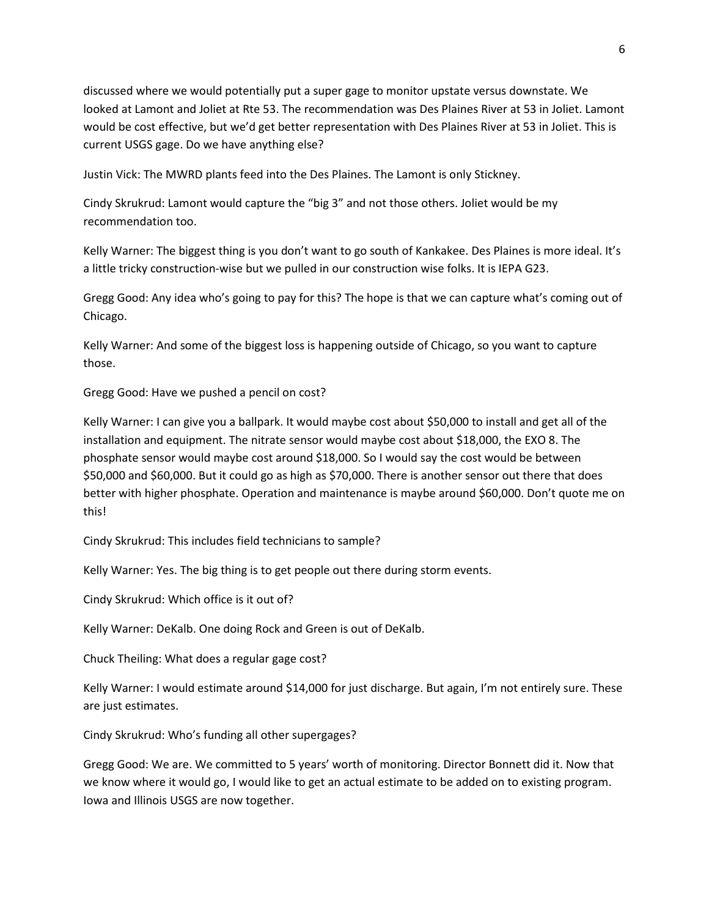discussed where we would potentially put a super gage to monitor upstate versus downstate. We looked at Lamont and Joliet at Rte 53. The recommendation was Des Plaines River at 53 in Joliet. Lamont would be cost effective, but we'd get better representation with Des Plaines River at 53 in Joliet. This is current USGS gage. Do we have anything else?

Justin Vick: The MWRD plants feed into the Des Plaines. The Lamont is only Stickney.

Cindy Skrukrud: Lamont would capture the "big 3" and not those others. Joliet would be my recommendation too.

Kelly Warner: The biggest thing is you don't want to go south of Kankakee. Des Plaines is more ideal. It's a little tricky construction-wise but we pulled in our construction wise folks. It is IEPA G23.

Gregg Good: Any idea who's going to pay for this? The hope is that we can capture what's coming out of Chicago.

Kelly Warner: And some of the biggest loss is happening outside of Chicago, so you want to capture those.

Gregg Good: Have we pushed a pencil on cost?

Kelly Warner: I can give you a ballpark. It would maybe cost about $50,000 to install and get all of the installation and equipment. The nitrate sensor would maybe cost about $18,000, the EXO 8. The phosphate sensor would maybe cost around $18,000. So I would say the cost would be between $50,000 and $60,000. But it could go as high as $70,000. There is another sensor out there that does better with higher phosphate. Operation and maintenance is maybe around $60,000. Don't quote me on this!

Cindy Skrukrud: This includes field technicians to sample?

Kelly Warner: Yes. The big thing is to get people out there during storm events.

Cindy Skrukrud: Which office is it out of?

Kelly Warner: DeKalb. One doing Rock and Green is out of DeKalb.

Chuck Theiling: What does a regular gage cost?

Kelly Warner: I would estimate around $14,000 for just discharge. But again, I'm not entirely sure. These are just estimates.

Cindy Skrukrud: Who's funding all other supergages?

Gregg Good: We are. We committed to 5 years' worth of monitoring. Director Bonnett did it. Now that we know where it would go, I would like to get an actual estimate to be added on to existing program. Iowa and Illinois USGS are now together.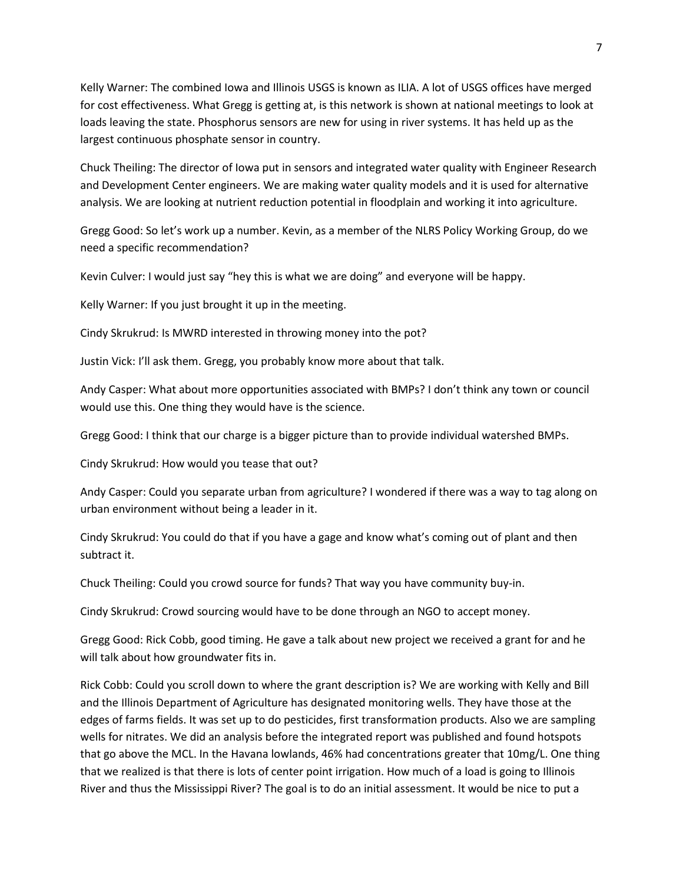Kelly Warner: The combined Iowa and Illinois USGS is known as ILIA. A lot of USGS offices have merged for cost effectiveness. What Gregg is getting at, is this network is shown at national meetings to look at loads leaving the state. Phosphorus sensors are new for using in river systems. It has held up as the largest continuous phosphate sensor in country.

Chuck Theiling: The director of Iowa put in sensors and integrated water quality with Engineer Research and Development Center engineers. We are making water quality models and it is used for alternative analysis. We are looking at nutrient reduction potential in floodplain and working it into agriculture.

Gregg Good: So let's work up a number. Kevin, as a member of the NLRS Policy Working Group, do we need a specific recommendation?

Kevin Culver: I would just say "hey this is what we are doing" and everyone will be happy.

Kelly Warner: If you just brought it up in the meeting.

Cindy Skrukrud: Is MWRD interested in throwing money into the pot?

Justin Vick: I'll ask them. Gregg, you probably know more about that talk.

Andy Casper: What about more opportunities associated with BMPs? I don't think any town or council would use this. One thing they would have is the science.

Gregg Good: I think that our charge is a bigger picture than to provide individual watershed BMPs.

Cindy Skrukrud: How would you tease that out?

Andy Casper: Could you separate urban from agriculture? I wondered if there was a way to tag along on urban environment without being a leader in it.

Cindy Skrukrud: You could do that if you have a gage and know what's coming out of plant and then subtract it.

Chuck Theiling: Could you crowd source for funds? That way you have community buy-in.

Cindy Skrukrud: Crowd sourcing would have to be done through an NGO to accept money.

Gregg Good: Rick Cobb, good timing. He gave a talk about new project we received a grant for and he will talk about how groundwater fits in.

Rick Cobb: Could you scroll down to where the grant description is? We are working with Kelly and Bill and the Illinois Department of Agriculture has designated monitoring wells. They have those at the edges of farms fields. It was set up to do pesticides, first transformation products. Also we are sampling wells for nitrates. We did an analysis before the integrated report was published and found hotspots that go above the MCL. In the Havana lowlands, 46% had concentrations greater that 10mg/L. One thing that we realized is that there is lots of center point irrigation. How much of a load is going to Illinois River and thus the Mississippi River? The goal is to do an initial assessment. It would be nice to put a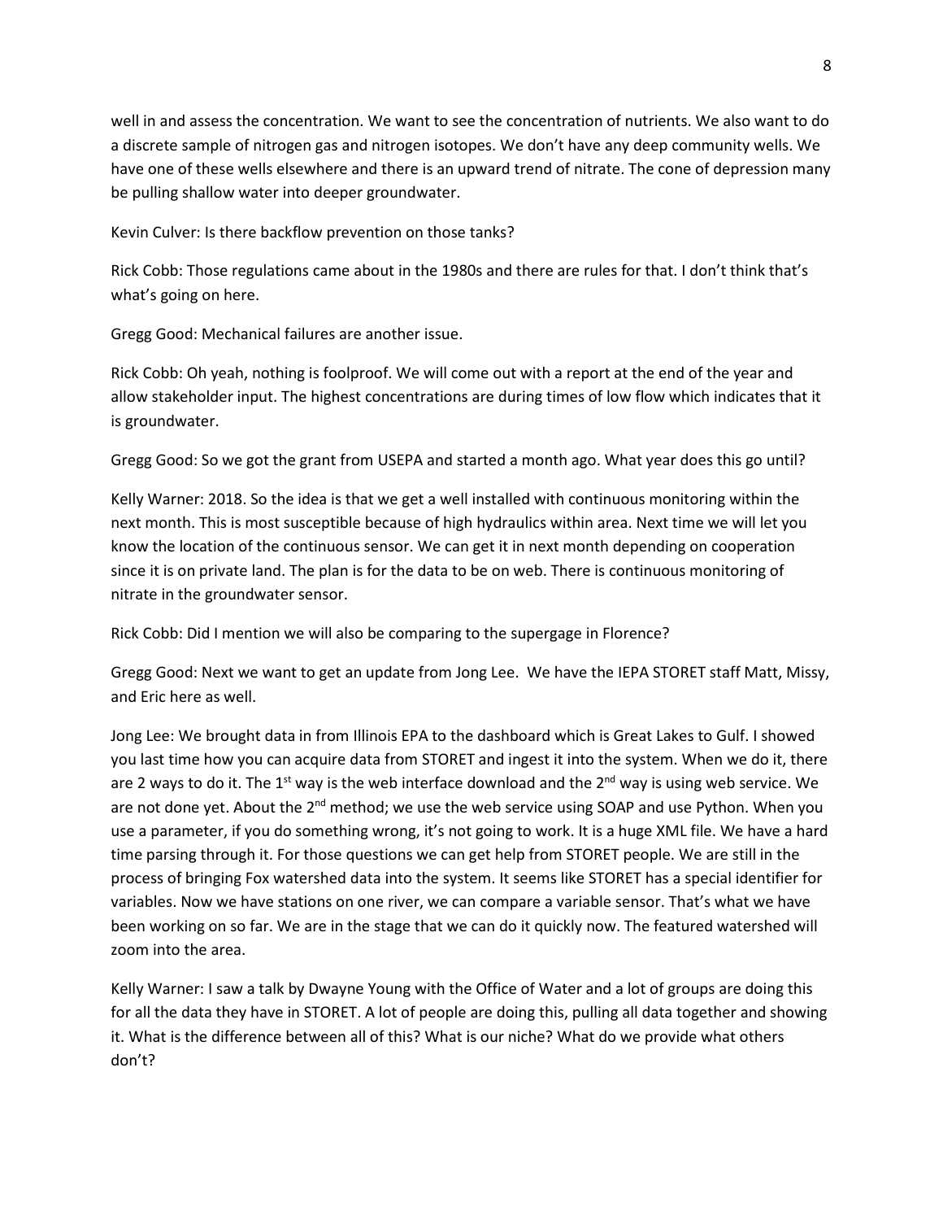well in and assess the concentration. We want to see the concentration of nutrients. We also want to do a discrete sample of nitrogen gas and nitrogen isotopes. We don't have any deep community wells. We have one of these wells elsewhere and there is an upward trend of nitrate. The cone of depression many be pulling shallow water into deeper groundwater.

Kevin Culver: Is there backflow prevention on those tanks?

Rick Cobb: Those regulations came about in the 1980s and there are rules for that. I don't think that's what's going on here.

Gregg Good: Mechanical failures are another issue.

Rick Cobb: Oh yeah, nothing is foolproof. We will come out with a report at the end of the year and allow stakeholder input. The highest concentrations are during times of low flow which indicates that it is groundwater.

Gregg Good: So we got the grant from USEPA and started a month ago. What year does this go until?

Kelly Warner: 2018. So the idea is that we get a well installed with continuous monitoring within the next month. This is most susceptible because of high hydraulics within area. Next time we will let you know the location of the continuous sensor. We can get it in next month depending on cooperation since it is on private land. The plan is for the data to be on web. There is continuous monitoring of nitrate in the groundwater sensor.

Rick Cobb: Did I mention we will also be comparing to the supergage in Florence?

Gregg Good: Next we want to get an update from Jong Lee. We have the IEPA STORET staff Matt, Missy, and Eric here as well.

Jong Lee: We brought data in from Illinois EPA to the dashboard which is Great Lakes to Gulf. I showed you last time how you can acquire data from STORET and ingest it into the system. When we do it, there are 2 ways to do it. The 1st way is the web interface download and the 2nd way is using web service. We are not done yet. About the 2nd method; we use the web service using SOAP and use Python. When you use a parameter, if you do something wrong, it's not going to work. It is a huge XML file. We have a hard time parsing through it. For those questions we can get help from STORET people. We are still in the process of bringing Fox watershed data into the system. It seems like STORET has a special identifier for variables. Now we have stations on one river, we can compare a variable sensor. That's what we have been working on so far. We are in the stage that we can do it quickly now. The featured watershed will zoom into the area.

Kelly Warner: I saw a talk by Dwayne Young with the Office of Water and a lot of groups are doing this for all the data they have in STORET. A lot of people are doing this, pulling all data together and showing it. What is the difference between all of this? What is our niche? What do we provide what others don't?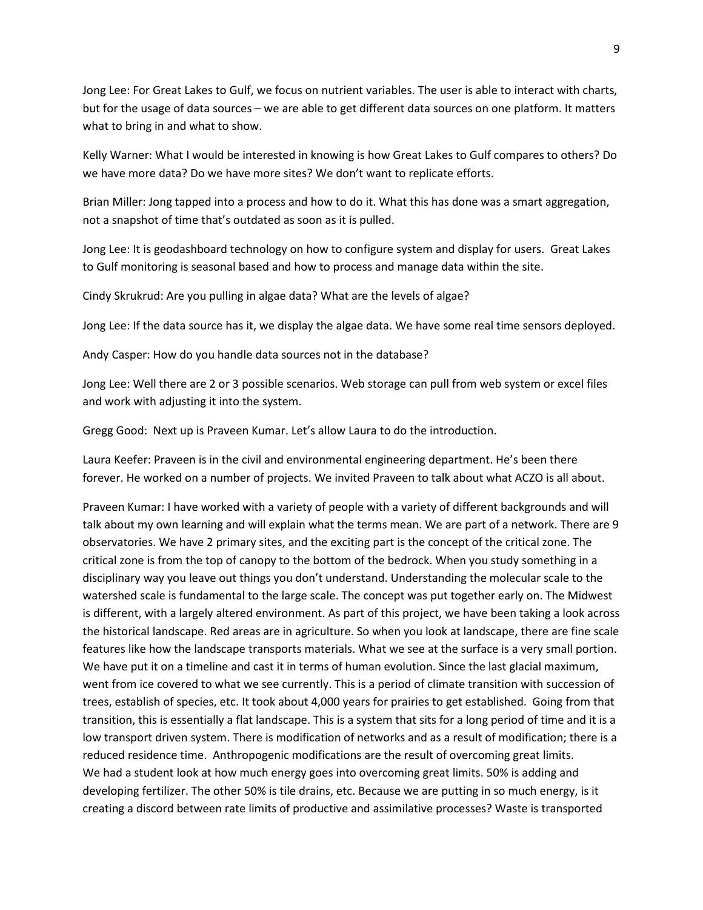Jong Lee: For Great Lakes to Gulf, we focus on nutrient variables. The user is able to interact with charts, but for the usage of data sources – we are able to get different data sources on one platform. It matters what to bring in and what to show.

Kelly Warner: What I would be interested in knowing is how Great Lakes to Gulf compares to others? Do we have more data? Do we have more sites? We don't want to replicate efforts.

Brian Miller: Jong tapped into a process and how to do it. What this has done was a smart aggregation, not a snapshot of time that's outdated as soon as it is pulled.

Jong Lee: It is geodashboard technology on how to configure system and display for users. Great Lakes to Gulf monitoring is seasonal based and how to process and manage data within the site.

Cindy Skrukrud: Are you pulling in algae data? What are the levels of algae?

Jong Lee: If the data source has it, we display the algae data. We have some real time sensors deployed.

Andy Casper: How do you handle data sources not in the database?

Jong Lee: Well there are 2 or 3 possible scenarios. Web storage can pull from web system or excel files and work with adjusting it into the system.

Gregg Good: Next up is Praveen Kumar. Let's allow Laura to do the introduction.

Laura Keefer: Praveen is in the civil and environmental engineering department. He's been there forever. He worked on a number of projects. We invited Praveen to talk about what ACZO is all about.

Praveen Kumar: I have worked with a variety of people with a variety of different backgrounds and will talk about my own learning and will explain what the terms mean. We are part of a network. There are 9 observatories. We have 2 primary sites, and the exciting part is the concept of the critical zone. The critical zone is from the top of canopy to the bottom of the bedrock. When you study something in a disciplinary way you leave out things you don't understand. Understanding the molecular scale to the watershed scale is fundamental to the large scale. The concept was put together early on. The Midwest is different, with a largely altered environment. As part of this project, we have been taking a look across the historical landscape. Red areas are in agriculture. So when you look at landscape, there are fine scale features like how the landscape transports materials. What we see at the surface is a very small portion. We have put it on a timeline and cast it in terms of human evolution. Since the last glacial maximum, went from ice covered to what we see currently. This is a period of climate transition with succession of trees, establish of species, etc. It took about 4,000 years for prairies to get established. Going from that transition, this is essentially a flat landscape. This is a system that sits for a long period of time and it is a low transport driven system. There is modification of networks and as a result of modification; there is a reduced residence time. Anthropogenic modifications are the result of overcoming great limits. We had a student look at how much energy goes into overcoming great limits. 50% is adding and developing fertilizer. The other 50% is tile drains, etc. Because we are putting in so much energy, is it creating a discord between rate limits of productive and assimilative processes? Waste is transported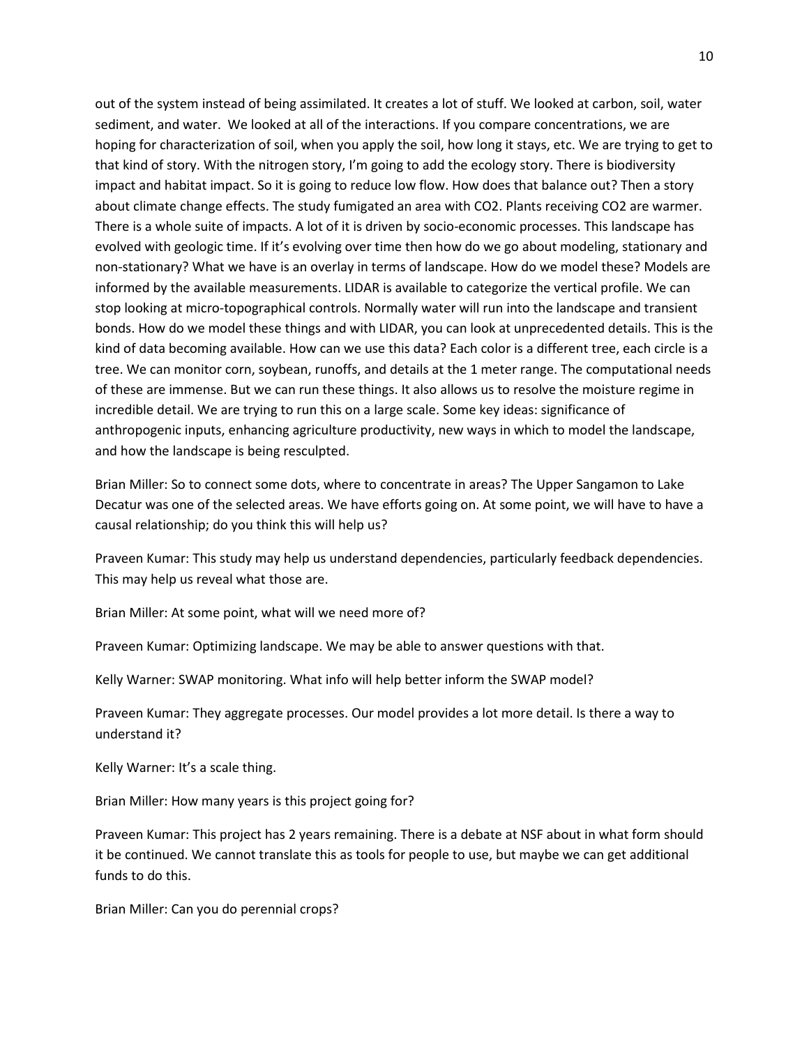out of the system instead of being assimilated. It creates a lot of stuff. We looked at carbon, soil, water sediment, and water. We looked at all of the interactions. If you compare concentrations, we are hoping for characterization of soil, when you apply the soil, how long it stays, etc. We are trying to get to that kind of story. With the nitrogen story, I'm going to add the ecology story. There is biodiversity impact and habitat impact. So it is going to reduce low flow. How does that balance out? Then a story about climate change effects. The study fumigated an area with $CO_2$. Plants receiving $CO_2$ are warmer. There is a whole suite of impacts. A lot of it is driven by socio-economic processes. This landscape has evolved with geologic time. If it's evolving over time then how do we go about modeling, stationary and non-stationary? What we have is an overlay in terms of landscape. How do we model these? Models are informed by the available measurements. LIDAR is available to categorize the vertical profile. We can stop looking at micro-topographical controls. Normally water will run into the landscape and transient bonds. How do we model these things and with LIDAR, you can look at unprecedented details. This is the kind of data becoming available. How can we use this data? Each color is a different tree, each circle is a tree. We can monitor corn, soybean, runoffs, and details at the 1 meter range. The computational needs of these are immense. But we can run these things. It also allows us to resolve the moisture regime in incredible detail. We are trying to run this on a large scale. Some key ideas: significance of anthropogenic inputs, enhancing agriculture productivity, new ways in which to model the landscape, and how the landscape is being resculpted.

Brian Miller: So to connect some dots, where to concentrate in areas? The Upper Sangamon to Lake Decatur was one of the selected areas. We have efforts going on. At some point, we will have to have a causal relationship; do you think this will help us?

Praveen Kumar: This study may help us understand dependencies, particularly feedback dependencies. This may help us reveal what those are.

Brian Miller: At some point, what will we need more of?

Praveen Kumar: Optimizing landscape. We may be able to answer questions with that.

Kelly Warner: SWAP monitoring. What info will help better inform the SWAP model?

Praveen Kumar: They aggregate processes. Our model provides a lot more detail. Is there a way to understand it?

Kelly Warner: It's a scale thing.

Brian Miller: How many years is this project going for?

Praveen Kumar: This project has 2 years remaining. There is a debate at NSF about in what form should it be continued. We cannot translate this as tools for people to use, but maybe we can get additional funds to do this.

Brian Miller: Can you do perennial crops?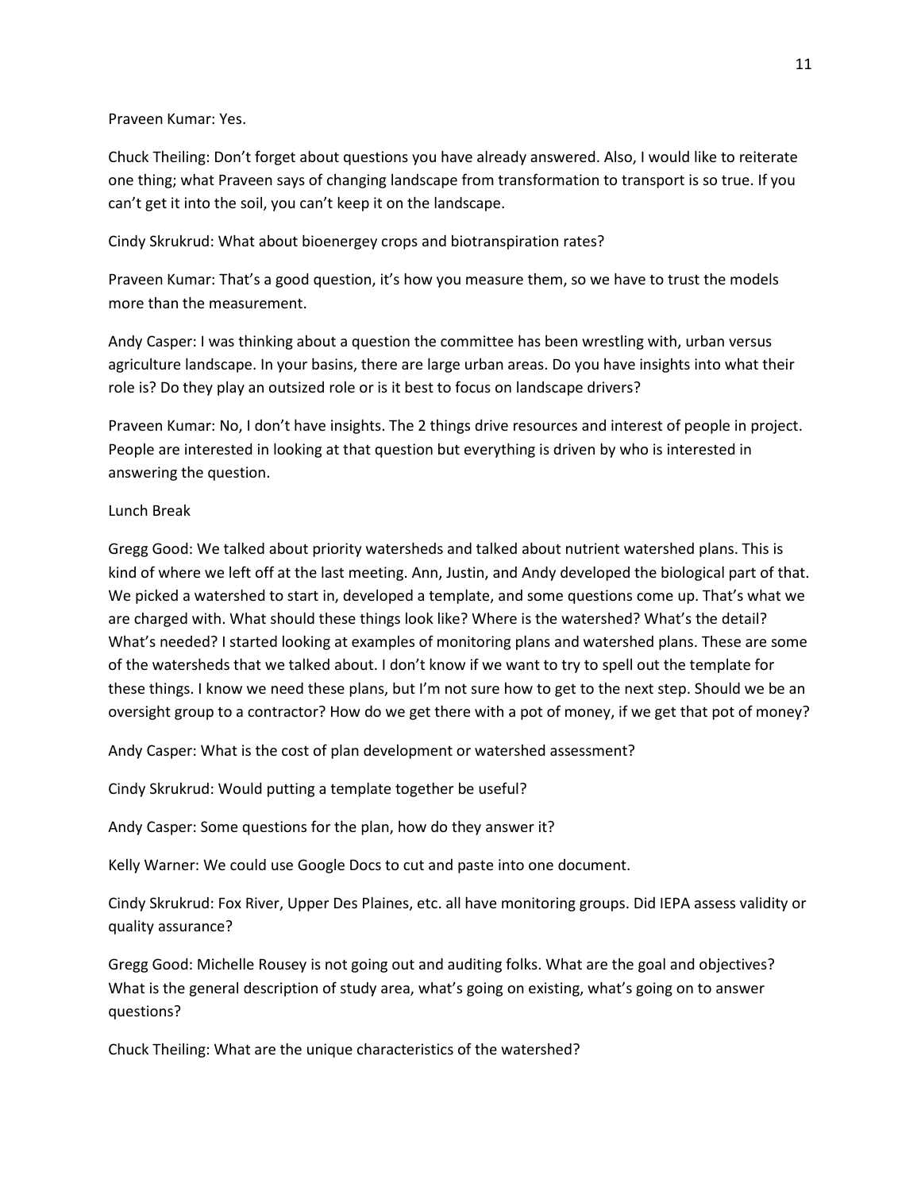Praveen Kumar: Yes.

Chuck Theiling: Don't forget about questions you have already answered. Also, I would like to reiterate one thing; what Praveen says of changing landscape from transformation to transport is so true. If you can't get it into the soil, you can't keep it on the landscape.

Cindy Skrukrud: What about bioenergey crops and biotranspiration rates?

Praveen Kumar: That's a good question, it's how you measure them, so we have to trust the models more than the measurement.

Andy Casper: I was thinking about a question the committee has been wrestling with, urban versus agriculture landscape. In your basins, there are large urban areas. Do you have insights into what their role is? Do they play an outsized role or is it best to focus on landscape drivers?

Praveen Kumar: No, I don't have insights. The 2 things drive resources and interest of people in project. People are interested in looking at that question but everything is driven by who is interested in answering the question.

Lunch Break

Gregg Good: We talked about priority watersheds and talked about nutrient watershed plans. This is kind of where we left off at the last meeting. Ann, Justin, and Andy developed the biological part of that. We picked a watershed to start in, developed a template, and some questions come up. That's what we are charged with. What should these things look like? Where is the watershed? What's the detail? What's needed? I started looking at examples of monitoring plans and watershed plans. These are some of the watersheds that we talked about. I don't know if we want to try to spell out the template for these things. I know we need these plans, but I'm not sure how to get to the next step. Should we be an oversight group to a contractor? How do we get there with a pot of money, if we get that pot of money?

Andy Casper: What is the cost of plan development or watershed assessment?

Cindy Skrukrud: Would putting a template together be useful?

Andy Casper: Some questions for the plan, how do they answer it?

Kelly Warner: We could use Google Docs to cut and paste into one document.

Cindy Skrukrud: Fox River, Upper Des Plaines, etc. all have monitoring groups. Did IEPA assess validity or quality assurance?

Gregg Good: Michelle Rousey is not going out and auditing folks. What are the goal and objectives? What is the general description of study area, what's going on existing, what's going on to answer questions?

Chuck Theiling: What are the unique characteristics of the watershed?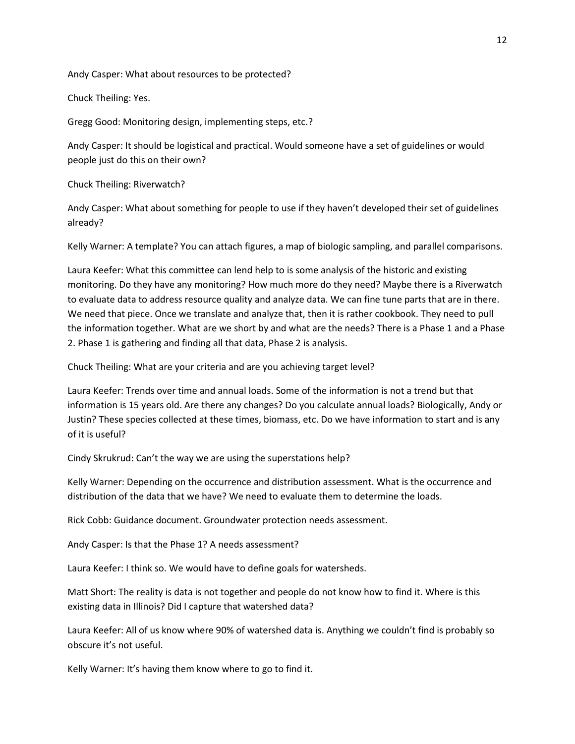Andy Casper: What about resources to be protected?

Chuck Theiling: Yes.

Gregg Good: Monitoring design, implementing steps, etc.?

Andy Casper: It should be logistical and practical. Would someone have a set of guidelines or would people just do this on their own?

Chuck Theiling: Riverwatch?

Andy Casper: What about something for people to use if they haven't developed their set of guidelines already?

Kelly Warner: A template? You can attach figures, a map of biologic sampling, and parallel comparisons.

Laura Keefer: What this committee can lend help to is some analysis of the historic and existing monitoring. Do they have any monitoring? How much more do they need? Maybe there is a Riverwatch to evaluate data to address resource quality and analyze data. We can fine tune parts that are in there. We need that piece. Once we translate and analyze that, then it is rather cookbook. They need to pull the information together. What are we short by and what are the needs? There is a Phase 1 and a Phase 2. Phase 1 is gathering and finding all that data, Phase 2 is analysis.

Chuck Theiling: What are your criteria and are you achieving target level?

Laura Keefer: Trends over time and annual loads. Some of the information is not a trend but that information is 15 years old. Are there any changes? Do you calculate annual loads? Biologically, Andy or Justin? These species collected at these times, biomass, etc. Do we have information to start and is any of it is useful?

Cindy Skrukrud: Can't the way we are using the superstations help?

Kelly Warner: Depending on the occurrence and distribution assessment. What is the occurrence and distribution of the data that we have? We need to evaluate them to determine the loads.

Rick Cobb: Guidance document. Groundwater protection needs assessment.

Andy Casper: Is that the Phase 1? A needs assessment?

Laura Keefer: I think so. We would have to define goals for watersheds.

Matt Short: The reality is data is not together and people do not know how to find it. Where is this existing data in Illinois? Did I capture that watershed data?

Laura Keefer: All of us know where 90% of watershed data is. Anything we couldn't find is probably so obscure it's not useful.

Kelly Warner: It's having them know where to go to find it.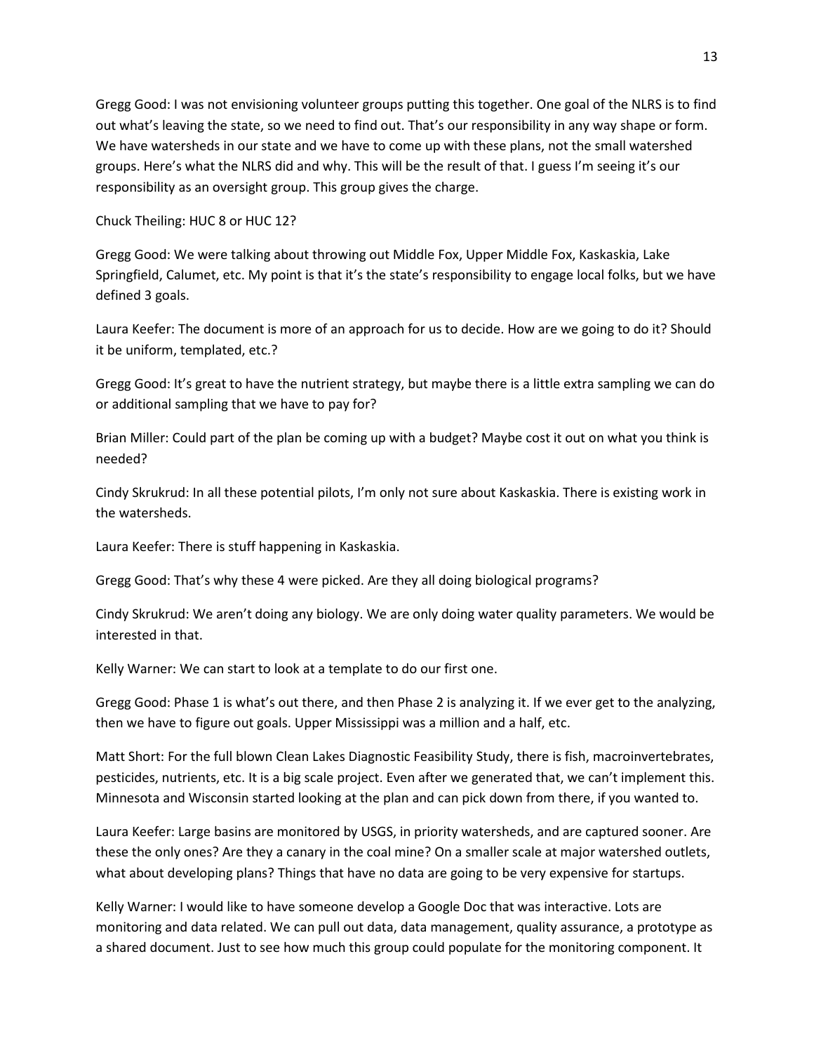Gregg Good: I was not envisioning volunteer groups putting this together. One goal of the NLRS is to find out what's leaving the state, so we need to find out. That's our responsibility in any way shape or form. We have watersheds in our state and we have to come up with these plans, not the small watershed groups. Here's what the NLRS did and why. This will be the result of that. I guess I'm seeing it's our responsibility as an oversight group. This group gives the charge.

Chuck Theiling: HUC 8 or HUC 12?

Gregg Good: We were talking about throwing out Middle Fox, Upper Middle Fox, Kaskaskia, Lake Springfield, Calumet, etc. My point is that it's the state's responsibility to engage local folks, but we have defined 3 goals.

Laura Keefer: The document is more of an approach for us to decide. How are we going to do it? Should it be uniform, templated, etc.?

Gregg Good: It's great to have the nutrient strategy, but maybe there is a little extra sampling we can do or additional sampling that we have to pay for?

Brian Miller: Could part of the plan be coming up with a budget? Maybe cost it out on what you think is needed?

Cindy Skrukrud: In all these potential pilots, I'm only not sure about Kaskaskia. There is existing work in the watersheds.

Laura Keefer: There is stuff happening in Kaskaskia.

Gregg Good: That's why these 4 were picked. Are they all doing biological programs?

Cindy Skrukrud: We aren't doing any biology. We are only doing water quality parameters. We would be interested in that.

Kelly Warner: We can start to look at a template to do our first one.

Gregg Good: Phase 1 is what's out there, and then Phase 2 is analyzing it. If we ever get to the analyzing, then we have to figure out goals. Upper Mississippi was a million and a half, etc.

Matt Short: For the full blown Clean Lakes Diagnostic Feasibility Study, there is fish, macroinvertebrates, pesticides, nutrients, etc. It is a big scale project. Even after we generated that, we can't implement this. Minnesota and Wisconsin started looking at the plan and can pick down from there, if you wanted to.

Laura Keefer: Large basins are monitored by USGS, in priority watersheds, and are captured sooner. Are these the only ones? Are they a canary in the coal mine? On a smaller scale at major watershed outlets, what about developing plans? Things that have no data are going to be very expensive for startups.

Kelly Warner: I would like to have someone develop a Google Doc that was interactive. Lots are monitoring and data related. We can pull out data, data management, quality assurance, a prototype as a shared document. Just to see how much this group could populate for the monitoring component. It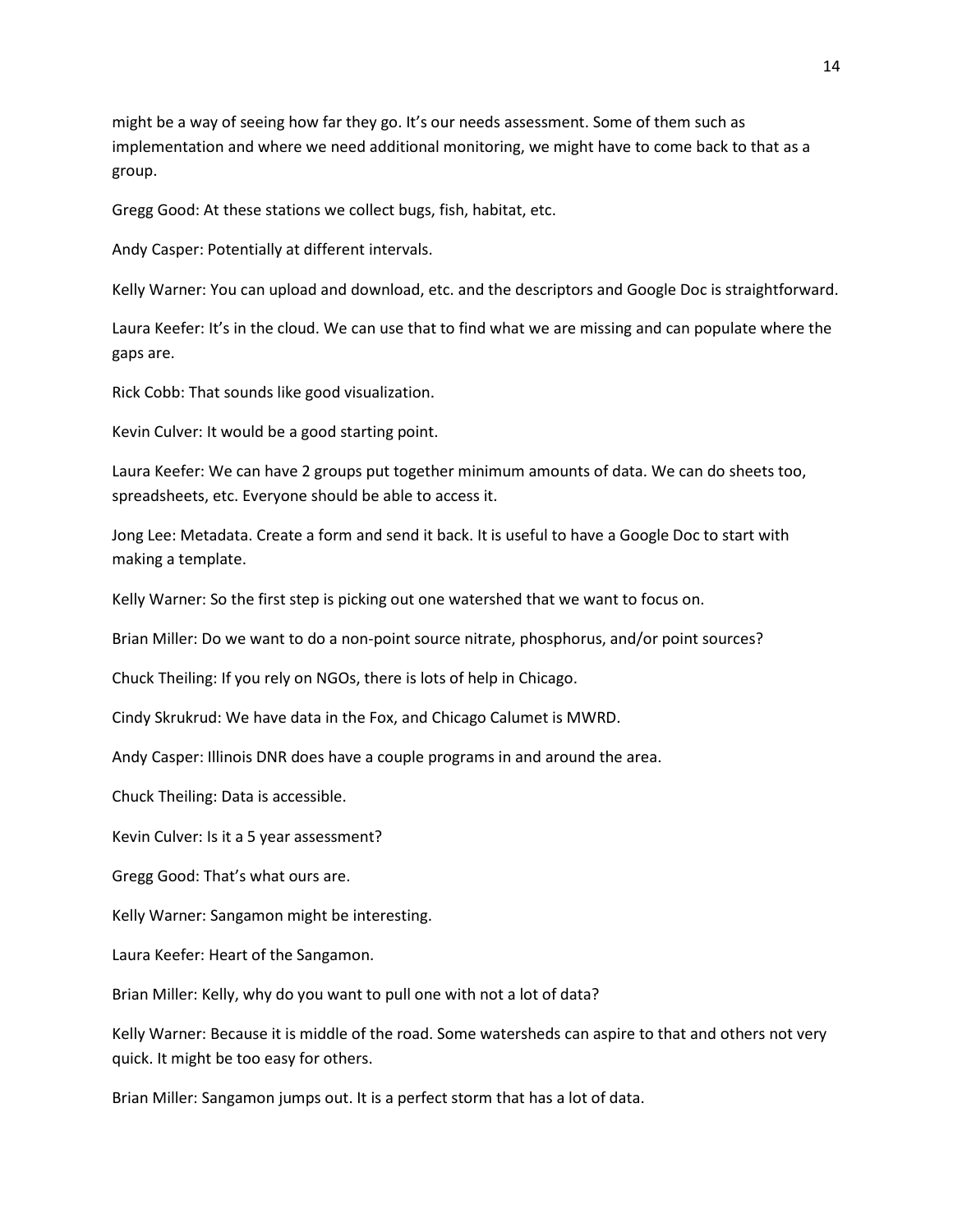might be a way of seeing how far they go. It's our needs assessment. Some of them such as implementation and where we need additional monitoring, we might have to come back to that as a group.

Gregg Good: At these stations we collect bugs, fish, habitat, etc.

Andy Casper: Potentially at different intervals.

Kelly Warner: You can upload and download, etc. and the descriptors and Google Doc is straightforward.

Laura Keefer: It's in the cloud. We can use that to find what we are missing and can populate where the gaps are.

Rick Cobb: That sounds like good visualization.

Kevin Culver: It would be a good starting point.

Laura Keefer: We can have 2 groups put together minimum amounts of data. We can do sheets too, spreadsheets, etc. Everyone should be able to access it.

Jong Lee: Metadata. Create a form and send it back. It is useful to have a Google Doc to start with making a template.

Kelly Warner: So the first step is picking out one watershed that we want to focus on.

Brian Miller: Do we want to do a non-point source nitrate, phosphorus, and/or point sources?

Chuck Theiling: If you rely on NGOs, there is lots of help in Chicago.

Cindy Skrukrud: We have data in the Fox, and Chicago Calumet is MWRD.

Andy Casper: Illinois DNR does have a couple programs in and around the area.

Chuck Theiling: Data is accessible.

Kevin Culver: Is it a 5 year assessment?

Gregg Good: That's what ours are.

Kelly Warner: Sangamon might be interesting.

Laura Keefer: Heart of the Sangamon.

Brian Miller: Kelly, why do you want to pull one with not a lot of data?

Kelly Warner: Because it is middle of the road. Some watersheds can aspire to that and others not very quick. It might be too easy for others.

Brian Miller: Sangamon jumps out. It is a perfect storm that has a lot of data.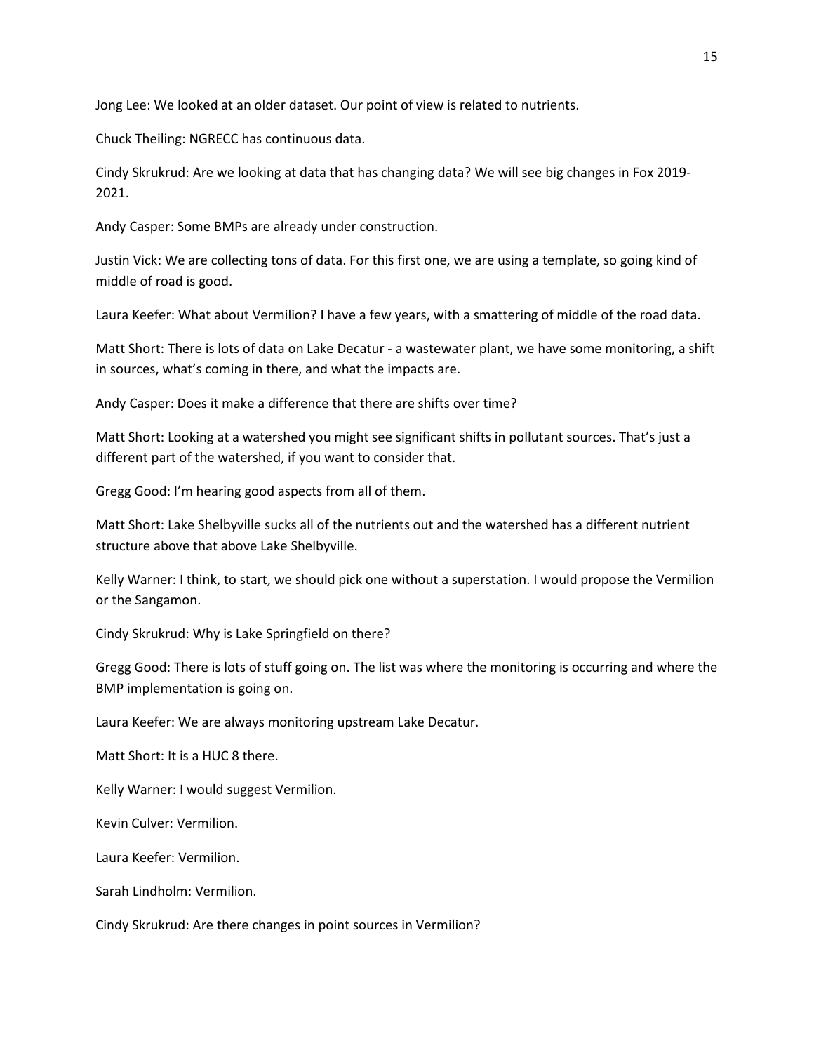Jong Lee: We looked at an older dataset. Our point of view is related to nutrients.

Chuck Theiling: NGRECC has continuous data.

Cindy Skrukrud: Are we looking at data that has changing data? We will see big changes in Fox 2019-2021.

Andy Casper: Some BMPs are already under construction.

Justin Vick: We are collecting tons of data. For this first one, we are using a template, so going kind of middle of road is good.

Laura Keefer: What about Vermilion? I have a few years, with a smattering of middle of the road data.

Matt Short: There is lots of data on Lake Decatur - a wastewater plant, we have some monitoring, a shift in sources, what's coming in there, and what the impacts are.

Andy Casper: Does it make a difference that there are shifts over time?

Matt Short: Looking at a watershed you might see significant shifts in pollutant sources. That's just a different part of the watershed, if you want to consider that.

Gregg Good: I'm hearing good aspects from all of them.

Matt Short: Lake Shelbyville sucks all of the nutrients out and the watershed has a different nutrient structure above that above Lake Shelbyville.

Kelly Warner: I think, to start, we should pick one without a superstation. I would propose the Vermilion or the Sangamon.

Cindy Skrukrud: Why is Lake Springfield on there?

Gregg Good: There is lots of stuff going on. The list was where the monitoring is occurring and where the BMP implementation is going on.

Laura Keefer: We are always monitoring upstream Lake Decatur.

Matt Short: It is a HUC 8 there.

Kelly Warner: I would suggest Vermilion.

Kevin Culver: Vermilion.

Laura Keefer: Vermilion.

Sarah Lindholm: Vermilion.

Cindy Skrukrud: Are there changes in point sources in Vermilion?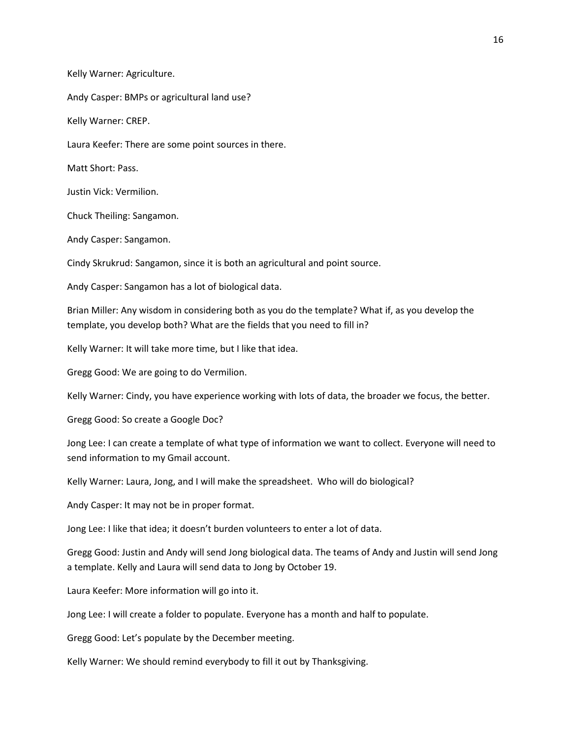Kelly Warner: Agriculture.

Andy Casper: BMPs or agricultural land use?

Kelly Warner: CREP.

Laura Keefer: There are some point sources in there.

Matt Short: Pass.

Justin Vick: Vermilion.

Chuck Theiling: Sangamon.

Andy Casper: Sangamon.

Cindy Skrukrud: Sangamon, since it is both an agricultural and point source.

Andy Casper: Sangamon has a lot of biological data.

Brian Miller: Any wisdom in considering both as you do the template? What if, as you develop the template, you develop both? What are the fields that you need to fill in?

Kelly Warner: It will take more time, but I like that idea.

Gregg Good: We are going to do Vermilion.

Kelly Warner: Cindy, you have experience working with lots of data, the broader we focus, the better.

Gregg Good: So create a Google Doc?

Jong Lee: I can create a template of what type of information we want to collect. Everyone will need to send information to my Gmail account.

Kelly Warner: Laura, Jong, and I will make the spreadsheet. Who will do biological?

Andy Casper: It may not be in proper format.

Jong Lee: I like that idea; it doesn't burden volunteers to enter a lot of data.

Gregg Good: Justin and Andy will send Jong biological data. The teams of Andy and Justin will send Jong a template. Kelly and Laura will send data to Jong by October 19.

Laura Keefer: More information will go into it.

Jong Lee: I will create a folder to populate. Everyone has a month and half to populate.

Gregg Good: Let's populate by the December meeting.

Kelly Warner: We should remind everybody to fill it out by Thanksgiving.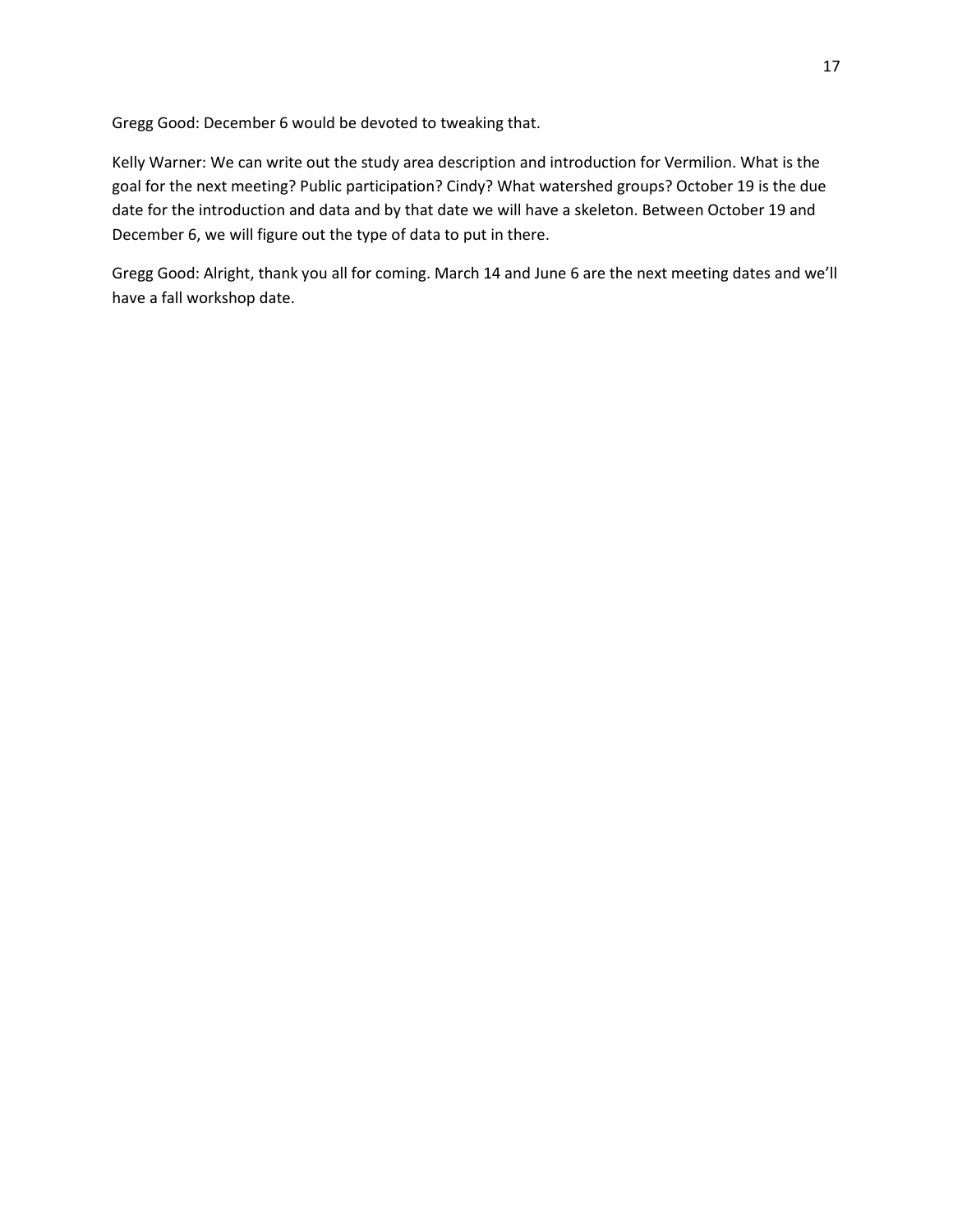Gregg Good: December 6 would be devoted to tweaking that.

Kelly Warner: We can write out the study area description and introduction for Vermilion. What is the goal for the next meeting? Public participation? Cindy? What watershed groups? October 19 is the due date for the introduction and data and by that date we will have a skeleton. Between October 19 and December 6, we will figure out the type of data to put in there.

Gregg Good: Alright, thank you all for coming. March 14 and June 6 are the next meeting dates and we'll have a fall workshop date.